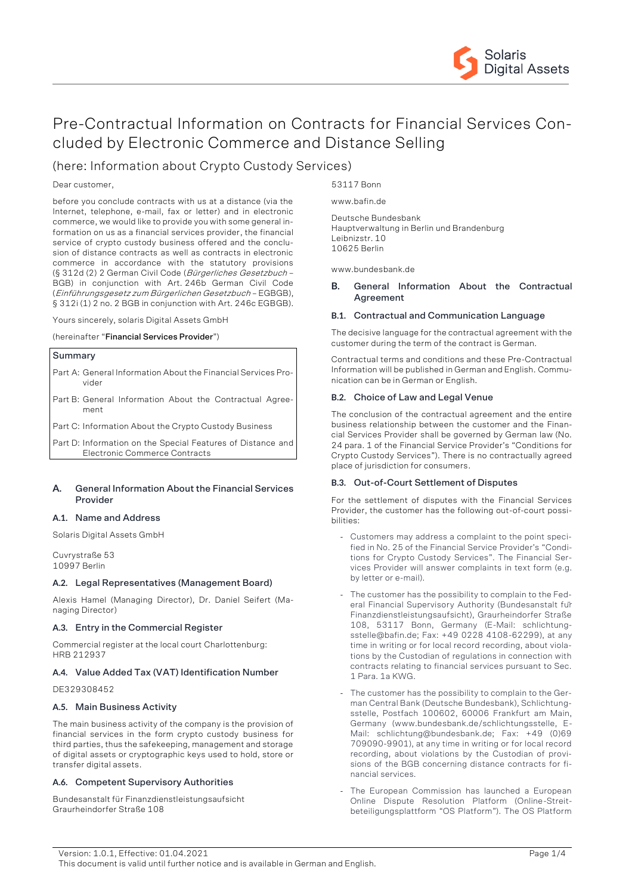# Pre-Contractual Information on Contracts for Financial Services Concluded by Electronic Commerce and Distance Selling

## (here: Information about Crypto Custody Services)

Dear customer,

before you conclude contracts with us at a distance (via the Internet, telephone, e-mail, fax or letter) and in electronic commerce, we would like to provide you with some general information on us as a financial services provider, the financial service of crypto custody business offered and the conclusion of distance contracts as well as contracts in electronic commerce in accordance with the statutory provisions (§ 312d (2) 2 German Civil Code (*Bürgerliches Gesetzbuch* – BGB) in conjunction with Art. 246b German Civil Code (*Einführungsgesetz zum Bürgerlichen Gesetzbuch* – EGBGB), § 312i (1) 2 no. 2 BGB in conjunction with Art. 246c EGBGB).

Yours sincerely, solaris Digital Assets GmbH

(hereinafter "**Financial Services Provider**")

| Summary |
|---|
| Part A: General Information About the Financial Services Provider |
| Part B: General Information About the Contractual Agreement |
| Part C: Information About the Crypto Custody Business |
| Part D: Information on the Special Features of Distance and Electronic Commerce Contracts |

## A. General Information About the Financial Services Provider

### A.1. Name and Address

Solaris Digital Assets GmbH

Cuvrystraße 53
10997 Berlin

### A.2. Legal Representatives (Management Board)

Alexis Hamel (Managing Director), Dr. Daniel Seifert (Managing Director)

### A.3. Entry in the Commercial Register

Commercial register at the local court Charlottenburg:
HRB 212937

### A.4. Value Added Tax (VAT) Identification Number

DE329308452

### A.5. Main Business Activity

The main business activity of the company is the provision of financial services in the form crypto custody business for third parties, thus the safekeeping, management and storage of digital assets or cryptographic keys used to hold, store or transfer digital assets.

### A.6. Competent Supervisory Authorities

Bundesanstalt für Finanzdienstleistungsaufsicht
Graurheindorfer Straße 108
53117 Bonn

www.bafin.de

Deutsche Bundesbank
Hauptverwaltung in Berlin und Brandenburg
Leibnizstr. 10
10625 Berlin

www.bundesbank.de

## B. General Information About the Contractual Agreement

### B.1. Contractual and Communication Language

The decisive language for the contractual agreement with the customer during the term of the contract is German.

Contractual terms and conditions and these Pre-Contractual Information will be published in German and English. Communication can be in German or English.

### B.2. Choice of Law and Legal Venue

The conclusion of the contractual agreement and the entire business relationship between the customer and the Financial Services Provider shall be governed by German law (No. 24 para. 1 of the Financial Service Provider's "Conditions for Crypto Custody Services"). There is no contractually agreed place of jurisdiction for consumers.

### B.3. Out-of-Court Settlement of Disputes

For the settlement of disputes with the Financial Services Provider, the customer has the following out-of-court possibilities:

- Customers may address a complaint to the point specified in No. 25 of the Financial Service Provider's "Conditions for Crypto Custody Services". The Financial Services Provider will answer complaints in text form (e.g. by letter or e-mail).
- The customer has the possibility to complain to the Federal Financial Supervisory Authority (Bundesanstalt für Finanzdienstleistungsaufsicht), Graurheindorfer Straße 108, 53117 Bonn, Germany (E-Mail: schlichtungsstelle@bafin.de; Fax: +49 0228 4108-62299), at any time in writing or for local record recording, about violations by the Custodian of regulations in connection with contracts relating to financial services pursuant to Sec. 1 Para. 1a KWG.
- The customer has the possibility to complain to the German Central Bank (Deutsche Bundesbank), Schlichtungsstelle, Postfach 100602, 60006 Frankfurt am Main, Germany (www.bundesbank.de/schlichtungsstelle, E-Mail: schlichtung@bundesbank.de; Fax: +49 (0)69 709090-9901), at any time in writing or for local record recording, about violations by the Custodian of provisions of the BGB concerning distance contracts for financial services.
- The European Commission has launched a European Online Dispute Resolution Platform (Online-Streitbeteiligungsplattform "OS Platform"). The OS Platform

Version: 1.0.1, Effective: 01.04.2021
This document is valid until further notice and is available in German and English.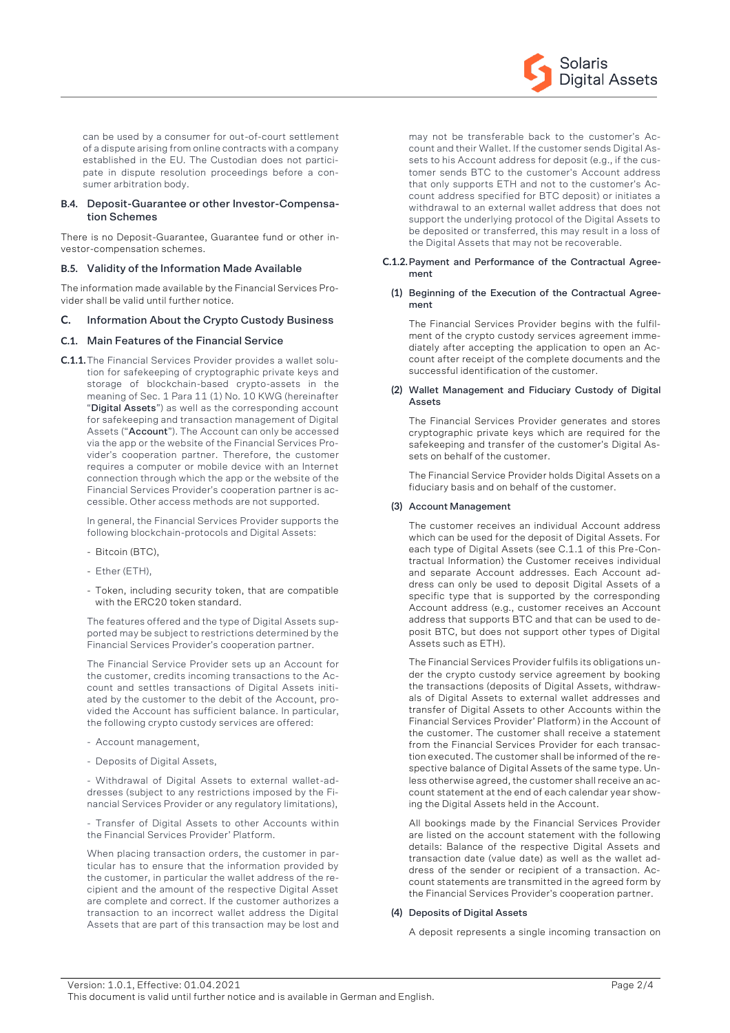can be used by a consumer for out-of-court settlement of a dispute arising from online contracts with a company established in the EU. The Custodian does not participate in dispute resolution proceedings before a consumer arbitration body.

### B.4. Deposit-Guarantee or other Investor-Compensation Schemes

There is no Deposit-Guarantee, Guarantee fund or other investor-compensation schemes.

### B.5. Validity of the Information Made Available

The information made available by the Financial Services Provider shall be valid until further notice.

## C. Information About the Crypto Custody Business

### C.1. Main Features of the Financial Service

**C.1.1.** The Financial Services Provider provides a wallet solution for safekeeping of cryptographic private keys and storage of blockchain-based crypto-assets in the meaning of Sec. 1 Para 11 (1) No. 10 KWG (hereinafter "**Digital Assets**") as well as the corresponding account for safekeeping and transaction management of Digital Assets ("**Account**"). The Account can only be accessed via the app or the website of the Financial Services Provider's cooperation partner. Therefore, the customer requires a computer or mobile device with an Internet connection through which the app or the website of the Financial Services Provider's cooperation partner is accessible. Other access methods are not supported.

In general, the Financial Services Provider supports the following blockchain-protocols and Digital Assets:

- Bitcoin (BTC),
- Ether (ETH),
- Token, including security token, that are compatible with the ERC20 token standard.

The features offered and the type of Digital Assets supported may be subject to restrictions determined by the Financial Services Provider's cooperation partner.

The Financial Service Provider sets up an Account for the customer, credits incoming transactions to the Account and settles transactions of Digital Assets initiated by the customer to the debit of the Account, provided the Account has sufficient balance. In particular, the following crypto custody services are offered:

- Account management,
- Deposits of Digital Assets,
- Withdrawal of Digital Assets to external wallet-addresses (subject to any restrictions imposed by the Financial Services Provider or any regulatory limitations),
- Transfer of Digital Assets to other Accounts within the Financial Services Provider' Platform.

When placing transaction orders, the customer in particular has to ensure that the information provided by the customer, in particular the wallet address of the recipient and the amount of the respective Digital Asset are complete and correct. If the customer authorizes a transaction to an incorrect wallet address the Digital Assets that are part of this transaction may be lost and may not be transferable back to the customer's Account and their Wallet. If the customer sends Digital Assets to his Account address for deposit (e.g., if the customer sends BTC to the customer's Account address that only supports ETH and not to the customer's Account address specified for BTC deposit) or initiates a withdrawal to an external wallet address that does not support the underlying protocol of the Digital Assets to be deposited or transferred, this may result in a loss of the Digital Assets that may not be recoverable.

**C.1.2.** **Payment and Performance of the Contractual Agreement**

**(1) Beginning of the Execution of the Contractual Agreement**

The Financial Services Provider begins with the fulfilment of the crypto custody services agreement immediately after accepting the application to open an Account after receipt of the complete documents and the successful identification of the customer.

**(2) Wallet Management and Fiduciary Custody of Digital Assets**

The Financial Services Provider generates and stores cryptographic private keys which are required for the safekeeping and transfer of the customer's Digital Assets on behalf of the customer.

The Financial Service Provider holds Digital Assets on a fiduciary basis and on behalf of the customer.

**(3) Account Management**

The customer receives an individual Account address which can be used for the deposit of Digital Assets. For each type of Digital Assets (see C.1.1 of this Pre-Contractual Information) the Customer receives individual and separate Account addresses. Each Account address can only be used to deposit Digital Assets of a specific type that is supported by the corresponding Account address (e.g., customer receives an Account address that supports BTC and that can be used to deposit BTC, but does not support other types of Digital Assets such as ETH).

The Financial Services Provider fulfils its obligations under the crypto custody service agreement by booking the transactions (deposits of Digital Assets, withdrawals of Digital Assets to external wallet addresses and transfer of Digital Assets to other Accounts within the Financial Services Provider' Platform) in the Account of the customer. The customer shall receive a statement from the Financial Services Provider for each transaction executed. The customer shall be informed of the respective balance of Digital Assets of the same type. Unless otherwise agreed, the customer shall receive an account statement at the end of each calendar year showing the Digital Assets held in the Account.

All bookings made by the Financial Services Provider are listed on the account statement with the following details: Balance of the respective Digital Assets and transaction date (value date) as well as the wallet address of the sender or recipient of a transaction. Account statements are transmitted in the agreed form by the Financial Services Provider's cooperation partner.

**(4) Deposits of Digital Assets**

A deposit represents a single incoming transaction on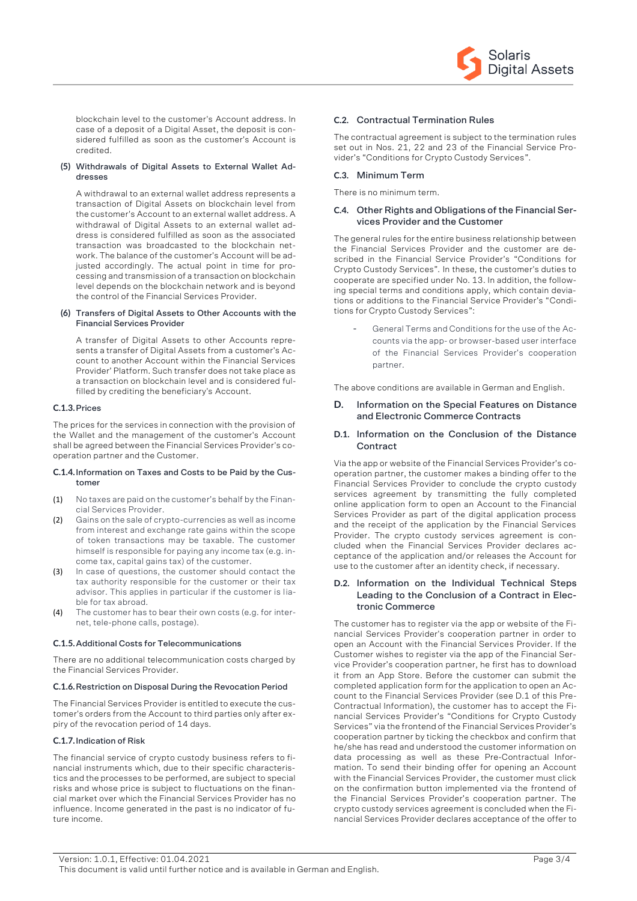blockchain level to the customer's Account address. In case of a deposit of a Digital Asset, the deposit is considered fulfilled as soon as the customer's Account is credited.

**(5) Withdrawals of Digital Assets to External Wallet Addresses**

A withdrawal to an external wallet address represents a transaction of Digital Assets on blockchain level from the customer's Account to an external wallet address. A withdrawal of Digital Assets to an external wallet address is considered fulfilled as soon as the associated transaction was broadcasted to the blockchain network. The balance of the customer's Account will be adjusted accordingly. The actual point in time for processing and transmission of a transaction on blockchain level depends on the blockchain network and is beyond the control of the Financial Services Provider.

**(6) Transfers of Digital Assets to Other Accounts with the Financial Services Provider**

A transfer of Digital Assets to other Accounts represents a transfer of Digital Assets from a customer's Account to another Account within the Financial Services Provider' Platform. Such transfer does not take place as a transaction on blockchain level and is considered fulfilled by crediting the beneficiary's Account.

#### C.1.3. Prices

The prices for the services in connection with the provision of the Wallet and the management of the customer's Account shall be agreed between the Financial Services Provider's cooperation partner and the Customer.

#### C.1.4. Information on Taxes and Costs to be Paid by the Customer

(1) No taxes are paid on the customer's behalf by the Financial Services Provider.
(2) Gains on the sale of crypto-currencies as well as income from interest and exchange rate gains within the scope of token transactions may be taxable. The customer himself is responsible for paying any income tax (e.g. income tax, capital gains tax) of the customer.
(3) In case of questions, the customer should contact the tax authority responsible for the customer or their tax advisor. This applies in particular if the customer is liable for tax abroad.
(4) The customer has to bear their own costs (e.g. for internet, tele-phone calls, postage).

#### C.1.5. Additional Costs for Telecommunications

There are no additional telecommunication costs charged by the Financial Services Provider.

#### C.1.6. Restriction on Disposal During the Revocation Period

The Financial Services Provider is entitled to execute the customer's orders from the Account to third parties only after expiry of the revocation period of 14 days.

#### C.1.7. Indication of Risk

The financial service of crypto custody business refers to financial instruments which, due to their specific characteristics and the processes to be performed, are subject to special risks and whose price is subject to fluctuations on the financial market over which the Financial Services Provider has no influence. Income generated in the past is no indicator of future income.

### C.2. Contractual Termination Rules

The contractual agreement is subject to the termination rules set out in Nos. 21, 22 and 23 of the Financial Service Provider's "Conditions for Crypto Custody Services".

### C.3. Minimum Term

There is no minimum term.

### C.4. Other Rights and Obligations of the Financial Services Provider and the Customer

The general rules for the entire business relationship between the Financial Services Provider and the customer are described in the Financial Service Provider's "Conditions for Crypto Custody Services". In these, the customer's duties to cooperate are specified under No. 13. In addition, the following special terms and conditions apply, which contain deviations or additions to the Financial Service Provider's "Conditions for Crypto Custody Services":

- General Terms and Conditions for the use of the Accounts via the app- or browser-based user interface of the Financial Services Provider's cooperation partner.

The above conditions are available in German and English.

## D. Information on the Special Features on Distance and Electronic Commerce Contracts

### D.1. Information on the Conclusion of the Distance Contract

Via the app or website of the Financial Services Provider's cooperation partner, the customer makes a binding offer to the Financial Services Provider to conclude the crypto custody services agreement by transmitting the fully completed online application form to open an Account to the Financial Services Provider as part of the digital application process and the receipt of the application by the Financial Services Provider. The crypto custody services agreement is concluded when the Financial Services Provider declares acceptance of the application and/or releases the Account for use to the customer after an identity check, if necessary.

### D.2. Information on the Individual Technical Steps Leading to the Conclusion of a Contract in Electronic Commerce

The customer has to register via the app or website of the Financial Services Provider's cooperation partner in order to open an Account with the Financial Services Provider. If the Customer wishes to register via the app of the Financial Service Provider's cooperation partner, he first has to download it from an App Store. Before the customer can submit the completed application form for the application to open an Account to the Financial Services Provider (see D.1 of this Pre-Contractual Information), the customer has to accept the Financial Services Provider's "Conditions for Crypto Custody Services" via the frontend of the Financial Services Provider's cooperation partner by ticking the checkbox and confirm that he/she has read and understood the customer information on data processing as well as these Pre-Contractual Information. To send their binding offer for opening an Account with the Financial Services Provider, the customer must click on the confirmation button implemented via the frontend of the Financial Services Provider's cooperation partner. The crypto custody services agreement is concluded when the Financial Services Provider declares acceptance of the offer to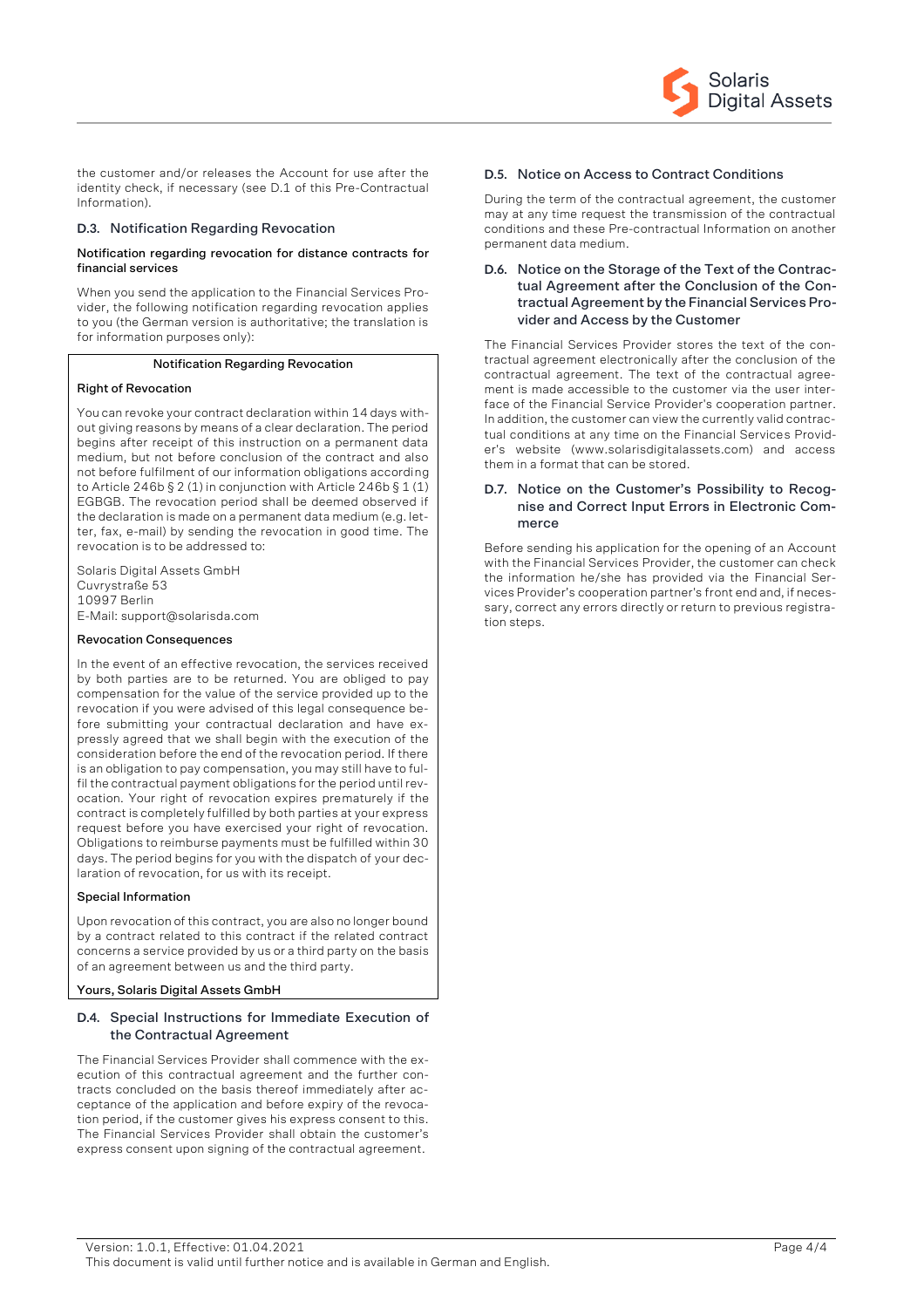the customer and/or releases the Account for use after the identity check, if necessary (see D.1 of this Pre-Contractual Information).

### D.3. Notification Regarding Revocation

**Notification regarding revocation for distance contracts for financial services**

When you send the application to the Financial Services Provider, the following notification regarding revocation applies to you (the German version is authoritative; the translation is for information purposes only):

**Notification Regarding Revocation**

**Right of Revocation**

You can revoke your contract declaration within 14 days without giving reasons by means of a clear declaration. The period begins after receipt of this instruction on a permanent data medium, but not before conclusion of the contract and also not before fulfilment of our information obligations according to Article 246b § 2 (1) in conjunction with Article 246b § 1 (1) EGBGB. The revocation period shall be deemed observed if the declaration is made on a permanent data medium (e.g. letter, fax, e-mail) by sending the revocation in good time. The revocation is to be addressed to:

Solaris Digital Assets GmbH
Cuvrystraße 53
10997 Berlin
E-Mail: support@solarisda.com

**Revocation Consequences**

In the event of an effective revocation, the services received by both parties are to be returned. You are obliged to pay compensation for the value of the service provided up to the revocation if you were advised of this legal consequence before submitting your contractual declaration and have expressly agreed that we shall begin with the execution of the consideration before the end of the revocation period. If there is an obligation to pay compensation, you may still have to fulfil the contractual payment obligations for the period until revocation. Your right of revocation expires prematurely if the contract is completely fulfilled by both parties at your express request before you have exercised your right of revocation. Obligations to reimburse payments must be fulfilled within 30 days. The period begins for you with the dispatch of your declaration of revocation, for us with its receipt.

**Special Information**

Upon revocation of this contract, you are also no longer bound by a contract related to this contract if the related contract concerns a service provided by us or a third party on the basis of an agreement between us and the third party.

**Yours, Solaris Digital Assets GmbH**

### D.4. Special Instructions for Immediate Execution of the Contractual Agreement

The Financial Services Provider shall commence with the execution of this contractual agreement and the further contracts concluded on the basis thereof immediately after acceptance of the application and before expiry of the revocation period, if the customer gives his express consent to this. The Financial Services Provider shall obtain the customer's express consent upon signing of the contractual agreement.

### D.5. Notice on Access to Contract Conditions

During the term of the contractual agreement, the customer may at any time request the transmission of the contractual conditions and these Pre-contractual Information on another permanent data medium.

### D.6. Notice on the Storage of the Text of the Contractual Agreement after the Conclusion of the Contractual Agreement by the Financial Services Provider and Access by the Customer

The Financial Services Provider stores the text of the contractual agreement electronically after the conclusion of the contractual agreement. The text of the contractual agreement is made accessible to the customer via the user interface of the Financial Service Provider's cooperation partner. In addition, the customer can view the currently valid contractual conditions at any time on the Financial Services Provider's website (www.solarisdigitalassets.com) and access them in a format that can be stored.

### D.7. Notice on the Customer's Possibility to Recognise and Correct Input Errors in Electronic Commerce

Before sending his application for the opening of an Account with the Financial Services Provider, the customer can check the information he/she has provided via the Financial Services Provider's cooperation partner's front end and, if necessary, correct any errors directly or return to previous registration steps.

Version: 1.0.1, Effective: 01.04.2021
This document is valid until further notice and is available in German and English.